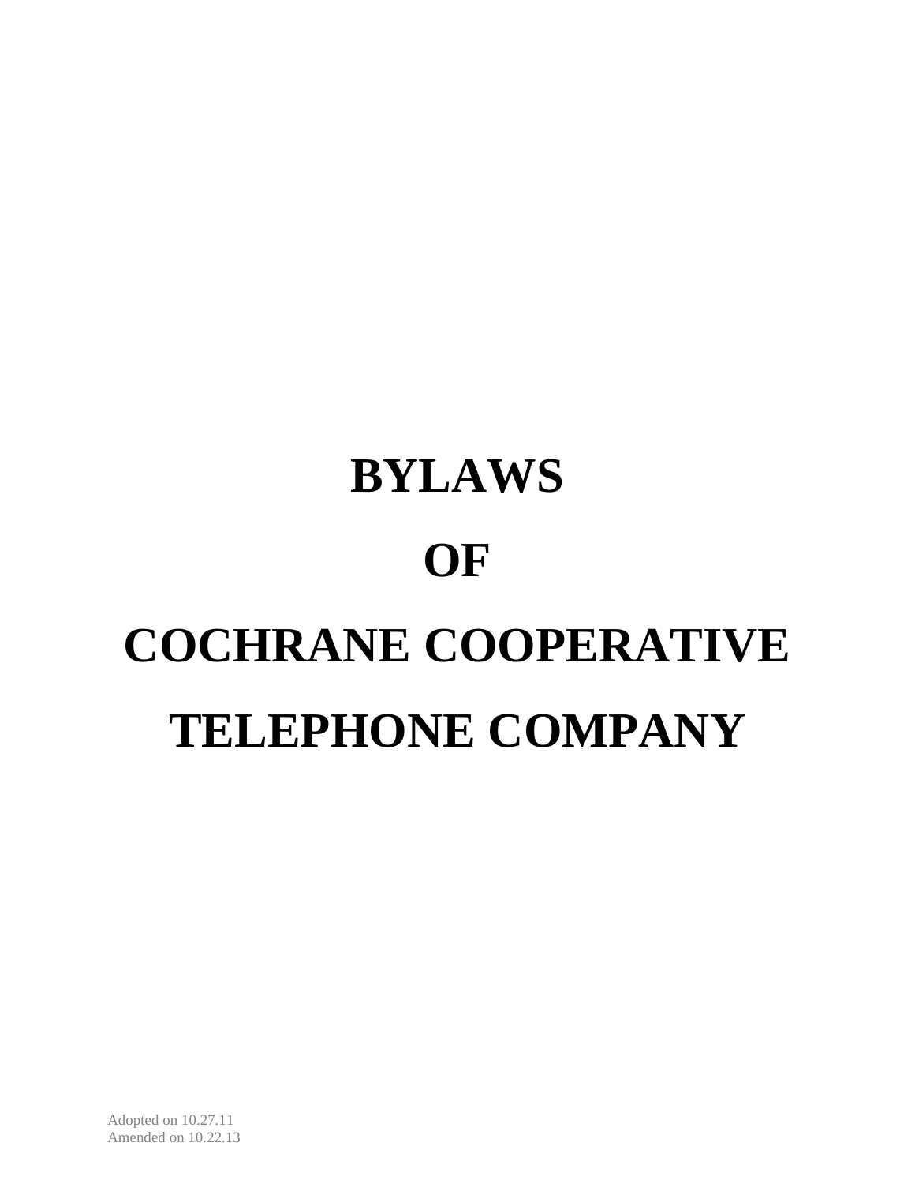# BYLAWS

# OF

# COCHRANE COOPERATIVE

# TELEPHONE COMPANY

Adopted on 10.27.11
Amended on 10.22.13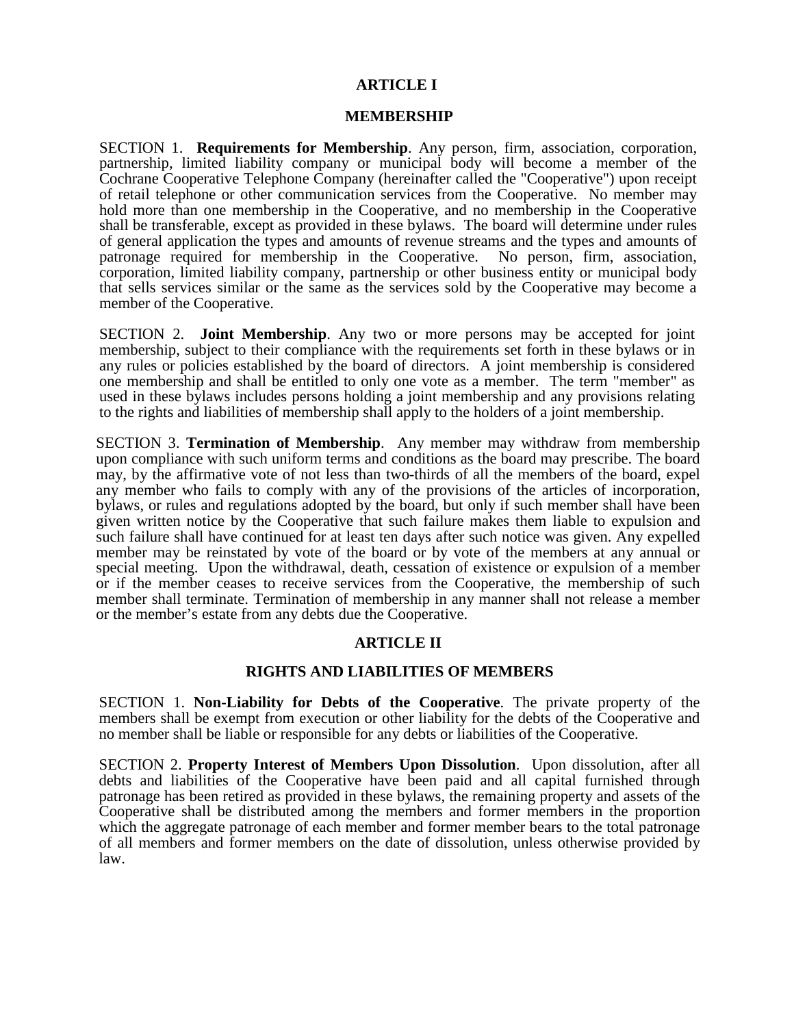## ARTICLE I

## MEMBERSHIP

SECTION 1. **Requirements for Membership**. Any person, firm, association, corporation, partnership, limited liability company or municipal body will become a member of the Cochrane Cooperative Telephone Company (hereinafter called the "Cooperative") upon receipt of retail telephone or other communication services from the Cooperative. No member may hold more than one membership in the Cooperative, and no membership in the Cooperative shall be transferable, except as provided in these bylaws. The board will determine under rules of general application the types and amounts of revenue streams and the types and amounts of patronage required for membership in the Cooperative. No person, firm, association, corporation, limited liability company, partnership or other business entity or municipal body that sells services similar or the same as the services sold by the Cooperative may become a member of the Cooperative.

SECTION 2. **Joint Membership**. Any two or more persons may be accepted for joint membership, subject to their compliance with the requirements set forth in these bylaws or in any rules or policies established by the board of directors. A joint membership is considered one membership and shall be entitled to only one vote as a member. The term "member" as used in these bylaws includes persons holding a joint membership and any provisions relating to the rights and liabilities of membership shall apply to the holders of a joint membership.

SECTION 3. **Termination of Membership**. Any member may withdraw from membership upon compliance with such uniform terms and conditions as the board may prescribe. The board may, by the affirmative vote of not less than two-thirds of all the members of the board, expel any member who fails to comply with any of the provisions of the articles of incorporation, bylaws, or rules and regulations adopted by the board, but only if such member shall have been given written notice by the Cooperative that such failure makes them liable to expulsion and such failure shall have continued for at least ten days after such notice was given. Any expelled member may be reinstated by vote of the board or by vote of the members at any annual or special meeting. Upon the withdrawal, death, cessation of existence or expulsion of a member or if the member ceases to receive services from the Cooperative, the membership of such member shall terminate. Termination of membership in any manner shall not release a member or the member's estate from any debts due the Cooperative.

## ARTICLE II

## RIGHTS AND LIABILITIES OF MEMBERS

SECTION 1. **Non-Liability for Debts of the Cooperative**. The private property of the members shall be exempt from execution or other liability for the debts of the Cooperative and no member shall be liable or responsible for any debts or liabilities of the Cooperative.

SECTION 2. **Property Interest of Members Upon Dissolution**. Upon dissolution, after all debts and liabilities of the Cooperative have been paid and all capital furnished through patronage has been retired as provided in these bylaws, the remaining property and assets of the Cooperative shall be distributed among the members and former members in the proportion which the aggregate patronage of each member and former member bears to the total patronage of all members and former members on the date of dissolution, unless otherwise provided by law.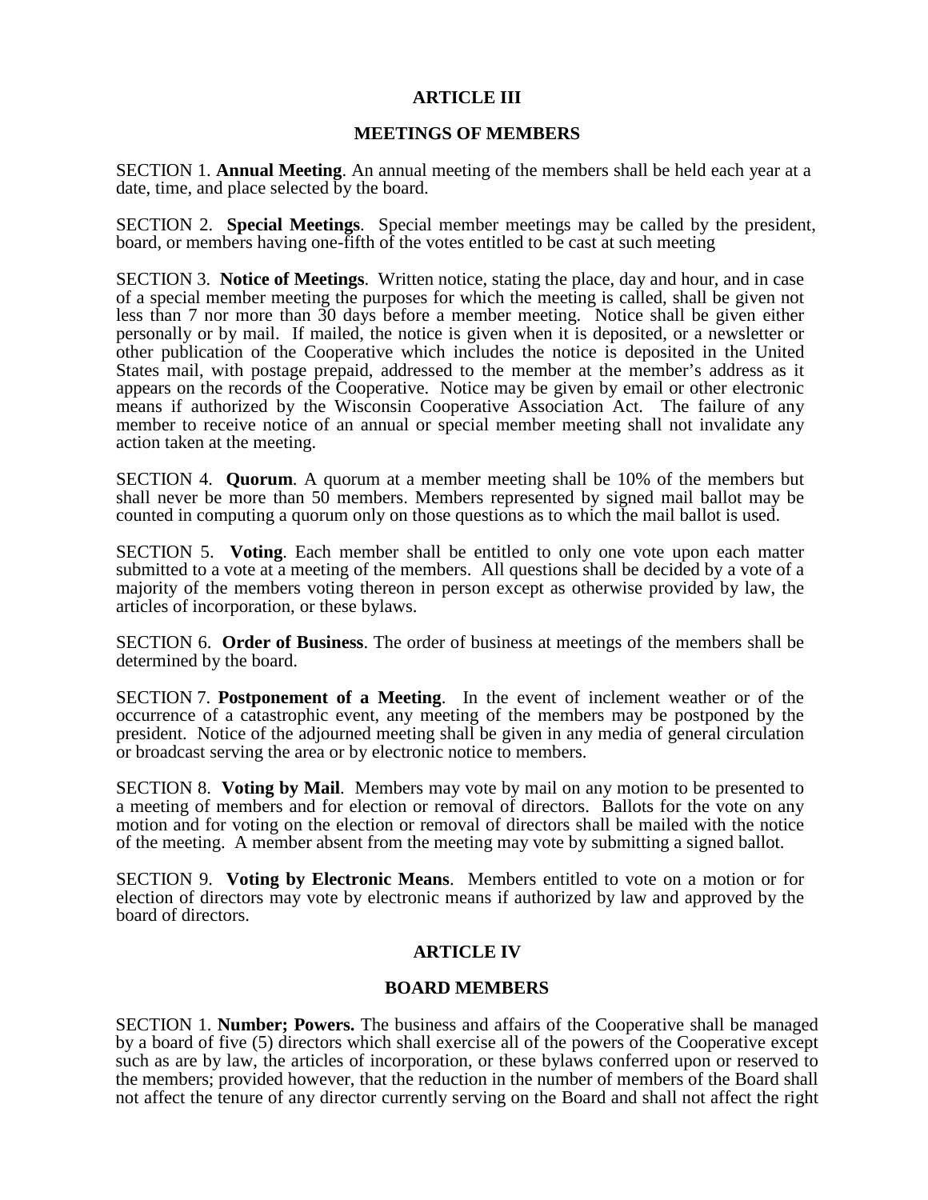## ARTICLE III

## MEETINGS OF MEMBERS

SECTION 1. **Annual Meeting**. An annual meeting of the members shall be held each year at a date, time, and place selected by the board.

SECTION 2. **Special Meetings**. Special member meetings may be called by the president, board, or members having one-fifth of the votes entitled to be cast at such meeting

SECTION 3. **Notice of Meetings**. Written notice, stating the place, day and hour, and in case of a special member meeting the purposes for which the meeting is called, shall be given not less than 7 nor more than 30 days before a member meeting. Notice shall be given either personally or by mail. If mailed, the notice is given when it is deposited, or a newsletter or other publication of the Cooperative which includes the notice is deposited in the United States mail, with postage prepaid, addressed to the member at the member's address as it appears on the records of the Cooperative. Notice may be given by email or other electronic means if authorized by the Wisconsin Cooperative Association Act. The failure of any member to receive notice of an annual or special member meeting shall not invalidate any action taken at the meeting.

SECTION 4. **Quorum**. A quorum at a member meeting shall be 10% of the members but shall never be more than 50 members. Members represented by signed mail ballot may be counted in computing a quorum only on those questions as to which the mail ballot is used.

SECTION 5. **Voting**. Each member shall be entitled to only one vote upon each matter submitted to a vote at a meeting of the members. All questions shall be decided by a vote of a majority of the members voting thereon in person except as otherwise provided by law, the articles of incorporation, or these bylaws.

SECTION 6. **Order of Business**. The order of business at meetings of the members shall be determined by the board.

SECTION 7. **Postponement of a Meeting**. In the event of inclement weather or of the occurrence of a catastrophic event, any meeting of the members may be postponed by the president. Notice of the adjourned meeting shall be given in any media of general circulation or broadcast serving the area or by electronic notice to members.

SECTION 8. **Voting by Mail**. Members may vote by mail on any motion to be presented to a meeting of members and for election or removal of directors. Ballots for the vote on any motion and for voting on the election or removal of directors shall be mailed with the notice of the meeting. A member absent from the meeting may vote by submitting a signed ballot.

SECTION 9. **Voting by Electronic Means**. Members entitled to vote on a motion or for election of directors may vote by electronic means if authorized by law and approved by the board of directors.

## ARTICLE IV

## BOARD MEMBERS

SECTION 1. **Number; Powers.** The business and affairs of the Cooperative shall be managed by a board of five (5) directors which shall exercise all of the powers of the Cooperative except such as are by law, the articles of incorporation, or these bylaws conferred upon or reserved to the members; provided however, that the reduction in the number of members of the Board shall not affect the tenure of any director currently serving on the Board and shall not affect the right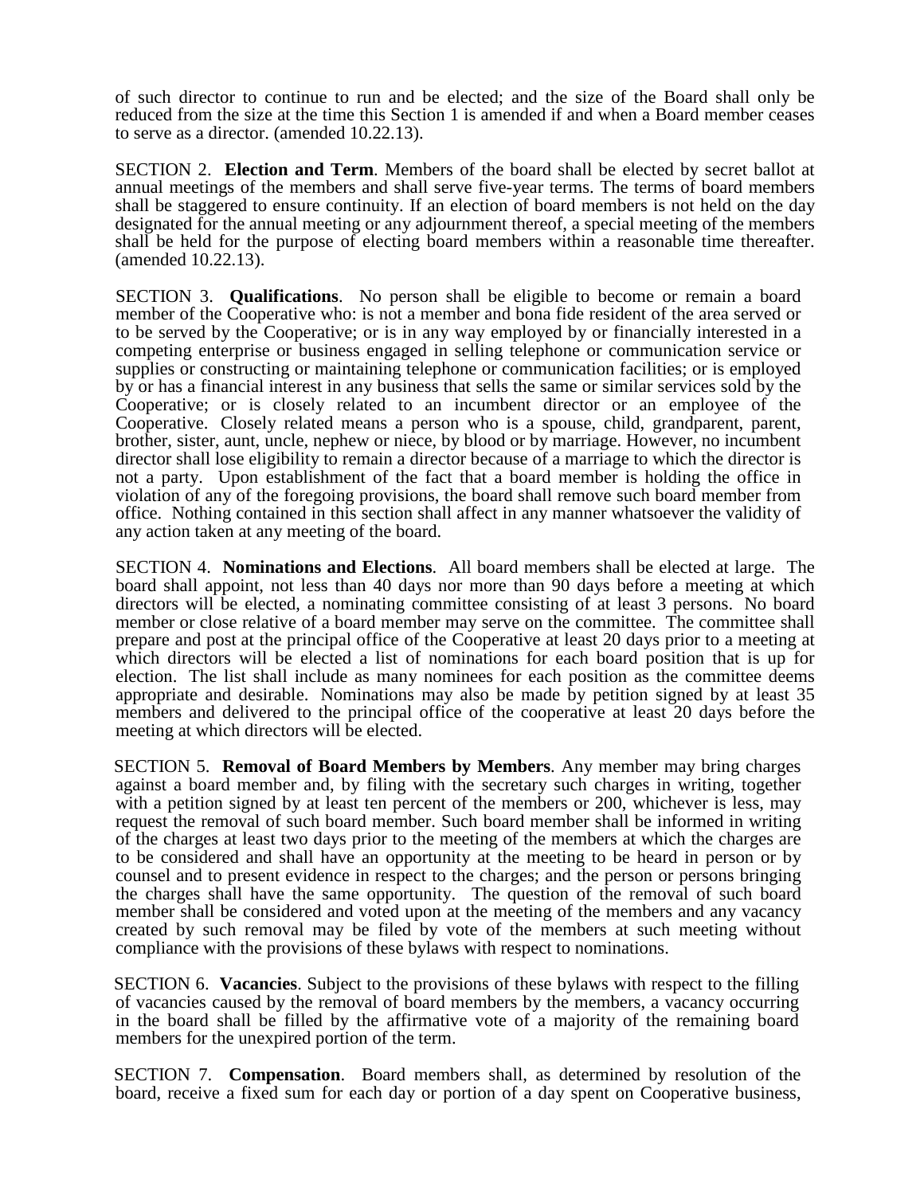of such director to continue to run and be elected; and the size of the Board shall only be reduced from the size at the time this Section 1 is amended if and when a Board member ceases to serve as a director. (amended 10.22.13).

SECTION 2. **Election and Term**. Members of the board shall be elected by secret ballot at annual meetings of the members and shall serve five-year terms. The terms of board members shall be staggered to ensure continuity. If an election of board members is not held on the day designated for the annual meeting or any adjournment thereof, a special meeting of the members shall be held for the purpose of electing board members within a reasonable time thereafter. (amended 10.22.13).

SECTION 3. **Qualifications**. No person shall be eligible to become or remain a board member of the Cooperative who: is not a member and bona fide resident of the area served or to be served by the Cooperative; or is in any way employed by or financially interested in a competing enterprise or business engaged in selling telephone or communication service or supplies or constructing or maintaining telephone or communication facilities; or is employed by or has a financial interest in any business that sells the same or similar services sold by the Cooperative; or is closely related to an incumbent director or an employee of the Cooperative. Closely related means a person who is a spouse, child, grandparent, parent, brother, sister, aunt, uncle, nephew or niece, by blood or by marriage. However, no incumbent director shall lose eligibility to remain a director because of a marriage to which the director is not a party. Upon establishment of the fact that a board member is holding the office in violation of any of the foregoing provisions, the board shall remove such board member from office. Nothing contained in this section shall affect in any manner whatsoever the validity of any action taken at any meeting of the board.

SECTION 4. **Nominations and Elections**. All board members shall be elected at large. The board shall appoint, not less than 40 days nor more than 90 days before a meeting at which directors will be elected, a nominating committee consisting of at least 3 persons. No board member or close relative of a board member may serve on the committee. The committee shall prepare and post at the principal office of the Cooperative at least 20 days prior to a meeting at which directors will be elected a list of nominations for each board position that is up for election. The list shall include as many nominees for each position as the committee deems appropriate and desirable. Nominations may also be made by petition signed by at least 35 members and delivered to the principal office of the cooperative at least 20 days before the meeting at which directors will be elected.

SECTION 5. **Removal of Board Members by Members**. Any member may bring charges against a board member and, by filing with the secretary such charges in writing, together with a petition signed by at least ten percent of the members or 200, whichever is less, may request the removal of such board member. Such board member shall be informed in writing of the charges at least two days prior to the meeting of the members at which the charges are to be considered and shall have an opportunity at the meeting to be heard in person or by counsel and to present evidence in respect to the charges; and the person or persons bringing the charges shall have the same opportunity. The question of the removal of such board member shall be considered and voted upon at the meeting of the members and any vacancy created by such removal may be filed by vote of the members at such meeting without compliance with the provisions of these bylaws with respect to nominations.

SECTION 6. **Vacancies**. Subject to the provisions of these bylaws with respect to the filling of vacancies caused by the removal of board members by the members, a vacancy occurring in the board shall be filled by the affirmative vote of a majority of the remaining board members for the unexpired portion of the term.

SECTION 7. **Compensation**. Board members shall, as determined by resolution of the board, receive a fixed sum for each day or portion of a day spent on Cooperative business,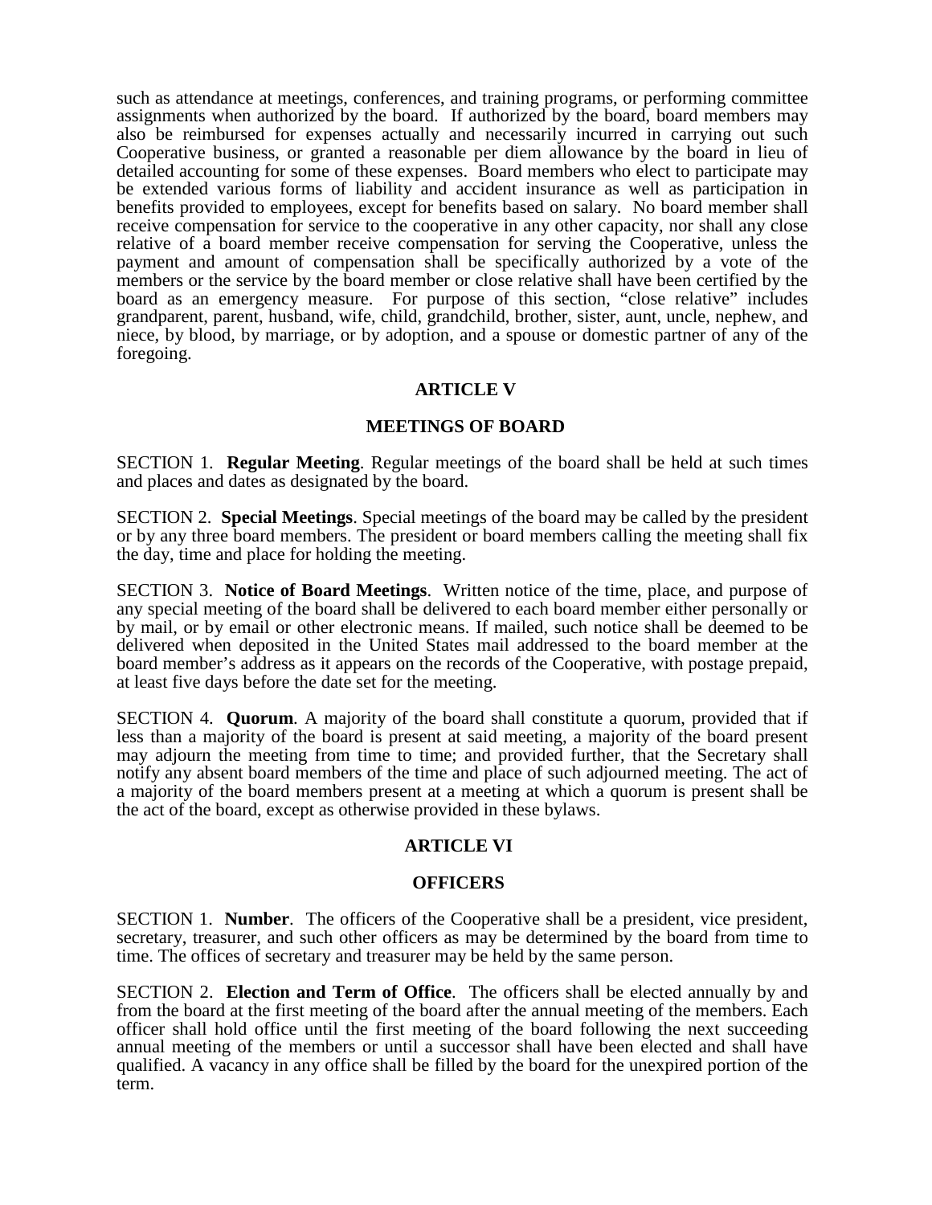such as attendance at meetings, conferences, and training programs, or performing committee assignments when authorized by the board. If authorized by the board, board members may also be reimbursed for expenses actually and necessarily incurred in carrying out such Cooperative business, or granted a reasonable per diem allowance by the board in lieu of detailed accounting for some of these expenses. Board members who elect to participate may be extended various forms of liability and accident insurance as well as participation in benefits provided to employees, except for benefits based on salary. No board member shall receive compensation for service to the cooperative in any other capacity, nor shall any close relative of a board member receive compensation for serving the Cooperative, unless the payment and amount of compensation shall be specifically authorized by a vote of the members or the service by the board member or close relative shall have been certified by the board as an emergency measure. For purpose of this section, "close relative" includes grandparent, parent, husband, wife, child, grandchild, brother, sister, aunt, uncle, nephew, and niece, by blood, by marriage, or by adoption, and a spouse or domestic partner of any of the foregoing.

## ARTICLE V

## MEETINGS OF BOARD

SECTION 1. **Regular Meeting**. Regular meetings of the board shall be held at such times and places and dates as designated by the board.

SECTION 2. **Special Meetings**. Special meetings of the board may be called by the president or by any three board members. The president or board members calling the meeting shall fix the day, time and place for holding the meeting.

SECTION 3. **Notice of Board Meetings**. Written notice of the time, place, and purpose of any special meeting of the board shall be delivered to each board member either personally or by mail, or by email or other electronic means. If mailed, such notice shall be deemed to be delivered when deposited in the United States mail addressed to the board member at the board member's address as it appears on the records of the Cooperative, with postage prepaid, at least five days before the date set for the meeting.

SECTION 4. **Quorum**. A majority of the board shall constitute a quorum, provided that if less than a majority of the board is present at said meeting, a majority of the board present may adjourn the meeting from time to time; and provided further, that the Secretary shall notify any absent board members of the time and place of such adjourned meeting. The act of a majority of the board members present at a meeting at which a quorum is present shall be the act of the board, except as otherwise provided in these bylaws.

## ARTICLE VI

## OFFICERS

SECTION 1. **Number**. The officers of the Cooperative shall be a president, vice president, secretary, treasurer, and such other officers as may be determined by the board from time to time. The offices of secretary and treasurer may be held by the same person.

SECTION 2. **Election and Term of Office**. The officers shall be elected annually by and from the board at the first meeting of the board after the annual meeting of the members. Each officer shall hold office until the first meeting of the board following the next succeeding annual meeting of the members or until a successor shall have been elected and shall have qualified. A vacancy in any office shall be filled by the board for the unexpired portion of the term.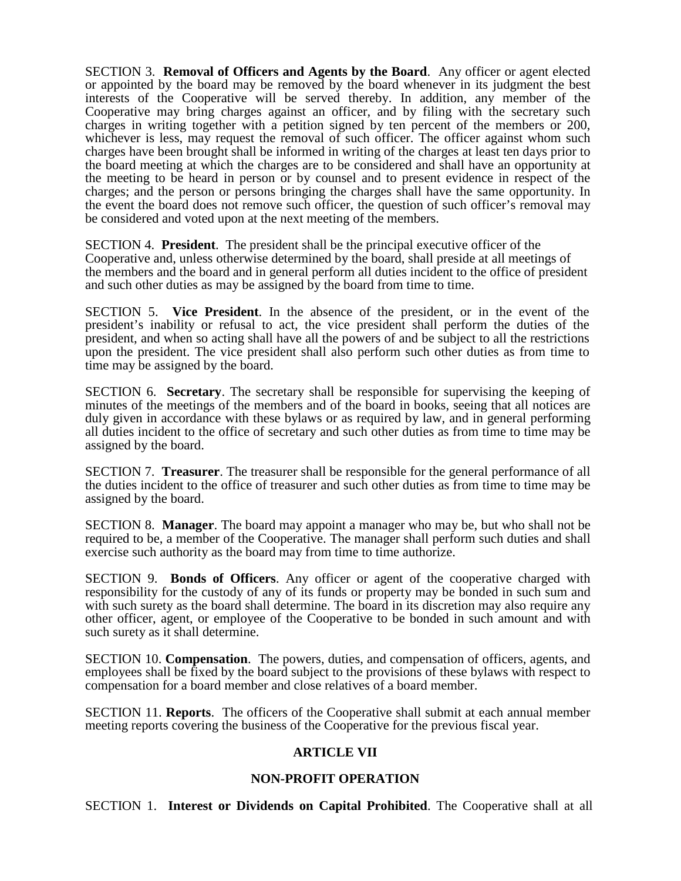SECTION 3. **Removal of Officers and Agents by the Board**. Any officer or agent elected or appointed by the board may be removed by the board whenever in its judgment the best interests of the Cooperative will be served thereby. In addition, any member of the Cooperative may bring charges against an officer, and by filing with the secretary such charges in writing together with a petition signed by ten percent of the members or 200, whichever is less, may request the removal of such officer. The officer against whom such charges have been brought shall be informed in writing of the charges at least ten days prior to the board meeting at which the charges are to be considered and shall have an opportunity at the meeting to be heard in person or by counsel and to present evidence in respect of the charges; and the person or persons bringing the charges shall have the same opportunity. In the event the board does not remove such officer, the question of such officer's removal may be considered and voted upon at the next meeting of the members.

SECTION 4. **President**. The president shall be the principal executive officer of the Cooperative and, unless otherwise determined by the board, shall preside at all meetings of the members and the board and in general perform all duties incident to the office of president and such other duties as may be assigned by the board from time to time.

SECTION 5. **Vice President**. In the absence of the president, or in the event of the president's inability or refusal to act, the vice president shall perform the duties of the president, and when so acting shall have all the powers of and be subject to all the restrictions upon the president. The vice president shall also perform such other duties as from time to time may be assigned by the board.

SECTION 6. **Secretary**. The secretary shall be responsible for supervising the keeping of minutes of the meetings of the members and of the board in books, seeing that all notices are duly given in accordance with these bylaws or as required by law, and in general performing all duties incident to the office of secretary and such other duties as from time to time may be assigned by the board.

SECTION 7. **Treasurer**. The treasurer shall be responsible for the general performance of all the duties incident to the office of treasurer and such other duties as from time to time may be assigned by the board.

SECTION 8. **Manager**. The board may appoint a manager who may be, but who shall not be required to be, a member of the Cooperative. The manager shall perform such duties and shall exercise such authority as the board may from time to time authorize.

SECTION 9. **Bonds of Officers**. Any officer or agent of the cooperative charged with responsibility for the custody of any of its funds or property may be bonded in such sum and with such surety as the board shall determine. The board in its discretion may also require any other officer, agent, or employee of the Cooperative to be bonded in such amount and with such surety as it shall determine.

SECTION 10. **Compensation**. The powers, duties, and compensation of officers, agents, and employees shall be fixed by the board subject to the provisions of these bylaws with respect to compensation for a board member and close relatives of a board member.

SECTION 11. **Reports**. The officers of the Cooperative shall submit at each annual member meeting reports covering the business of the Cooperative for the previous fiscal year.

## ARTICLE VII

## NON-PROFIT OPERATION

SECTION 1. **Interest or Dividends on Capital Prohibited**. The Cooperative shall at all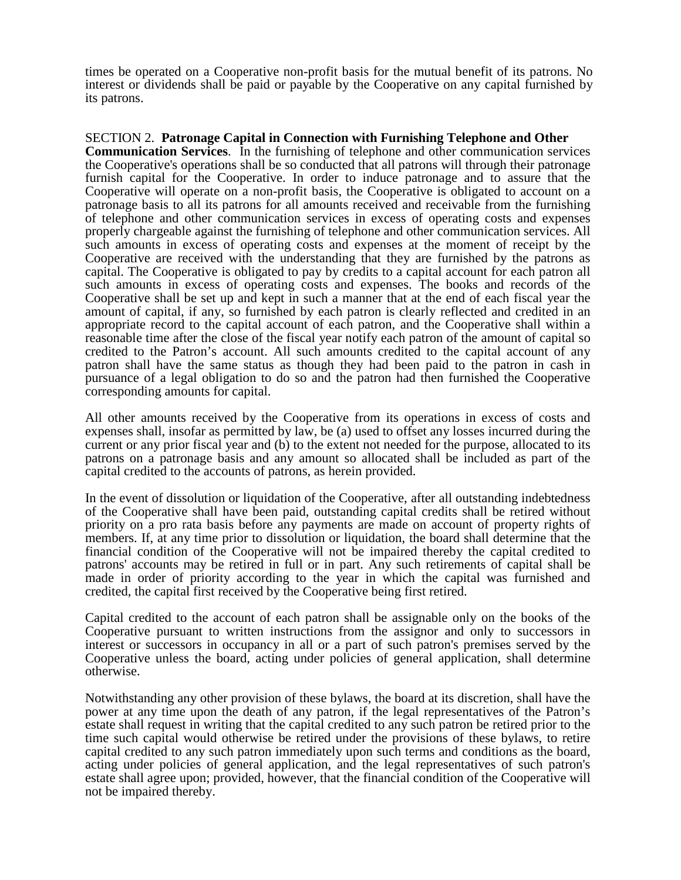times be operated on a Cooperative non-profit basis for the mutual benefit of its patrons. No interest or dividends shall be paid or payable by the Cooperative on any capital furnished by its patrons.

SECTION 2. **Patronage Capital in Connection with Furnishing Telephone and Other Communication Services**. In the furnishing of telephone and other communication services the Cooperative's operations shall be so conducted that all patrons will through their patronage furnish capital for the Cooperative. In order to induce patronage and to assure that the Cooperative will operate on a non-profit basis, the Cooperative is obligated to account on a patronage basis to all its patrons for all amounts received and receivable from the furnishing of telephone and other communication services in excess of operating costs and expenses properly chargeable against the furnishing of telephone and other communication services. All such amounts in excess of operating costs and expenses at the moment of receipt by the Cooperative are received with the understanding that they are furnished by the patrons as capital. The Cooperative is obligated to pay by credits to a capital account for each patron all such amounts in excess of operating costs and expenses. The books and records of the Cooperative shall be set up and kept in such a manner that at the end of each fiscal year the amount of capital, if any, so furnished by each patron is clearly reflected and credited in an appropriate record to the capital account of each patron, and the Cooperative shall within a reasonable time after the close of the fiscal year notify each patron of the amount of capital so credited to the Patron's account. All such amounts credited to the capital account of any patron shall have the same status as though they had been paid to the patron in cash in pursuance of a legal obligation to do so and the patron had then furnished the Cooperative corresponding amounts for capital.

All other amounts received by the Cooperative from its operations in excess of costs and expenses shall, insofar as permitted by law, be (a) used to offset any losses incurred during the current or any prior fiscal year and (b) to the extent not needed for the purpose, allocated to its patrons on a patronage basis and any amount so allocated shall be included as part of the capital credited to the accounts of patrons, as herein provided.

In the event of dissolution or liquidation of the Cooperative, after all outstanding indebtedness of the Cooperative shall have been paid, outstanding capital credits shall be retired without priority on a pro rata basis before any payments are made on account of property rights of members. If, at any time prior to dissolution or liquidation, the board shall determine that the financial condition of the Cooperative will not be impaired thereby the capital credited to patrons' accounts may be retired in full or in part. Any such retirements of capital shall be made in order of priority according to the year in which the capital was furnished and credited, the capital first received by the Cooperative being first retired.

Capital credited to the account of each patron shall be assignable only on the books of the Cooperative pursuant to written instructions from the assignor and only to successors in interest or successors in occupancy in all or a part of such patron's premises served by the Cooperative unless the board, acting under policies of general application, shall determine otherwise.

Notwithstanding any other provision of these bylaws, the board at its discretion, shall have the power at any time upon the death of any patron, if the legal representatives of the Patron's estate shall request in writing that the capital credited to any such patron be retired prior to the time such capital would otherwise be retired under the provisions of these bylaws, to retire capital credited to any such patron immediately upon such terms and conditions as the board, acting under policies of general application, and the legal representatives of such patron's estate shall agree upon; provided, however, that the financial condition of the Cooperative will not be impaired thereby.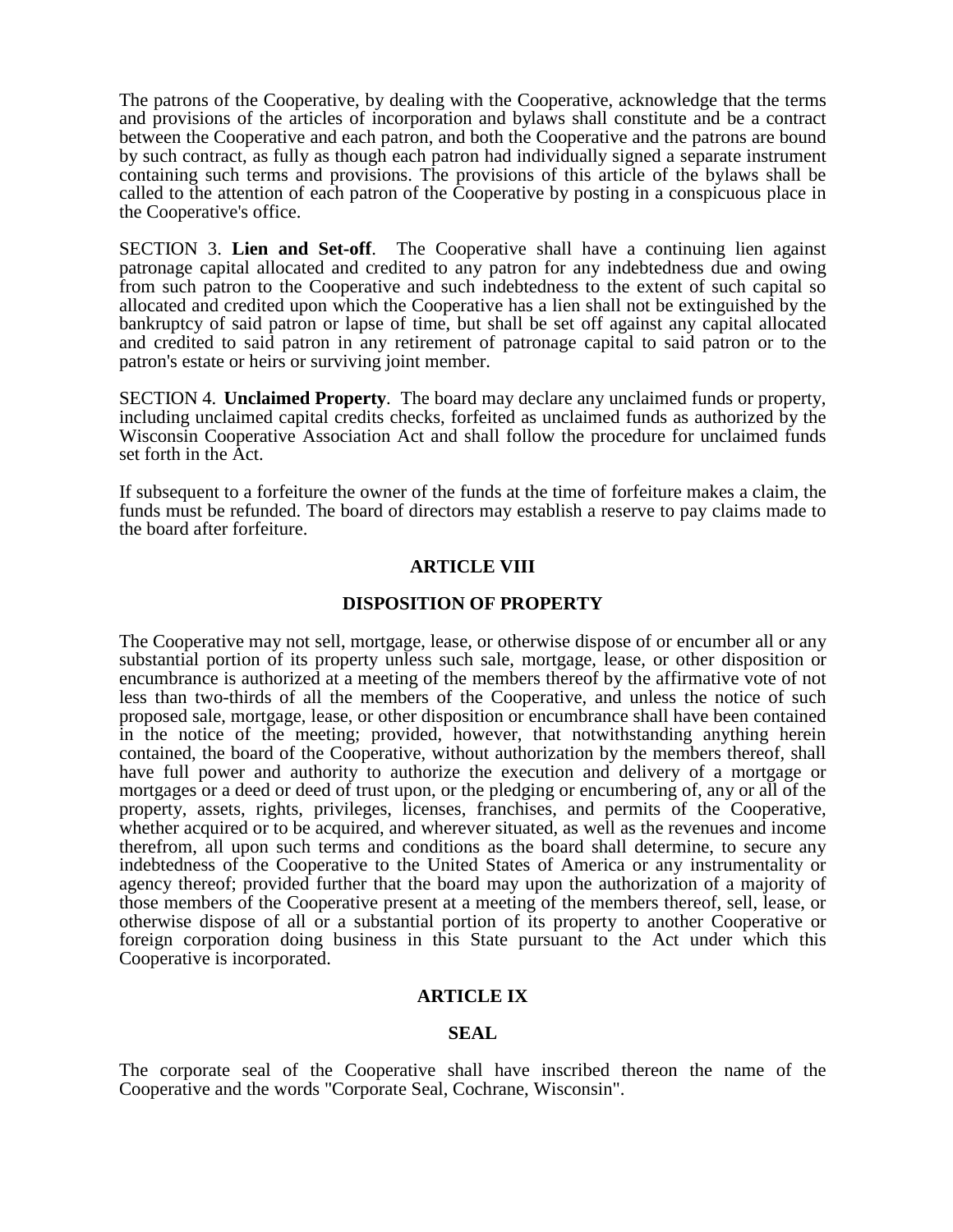The patrons of the Cooperative, by dealing with the Cooperative, acknowledge that the terms and provisions of the articles of incorporation and bylaws shall constitute and be a contract between the Cooperative and each patron, and both the Cooperative and the patrons are bound by such contract, as fully as though each patron had individually signed a separate instrument containing such terms and provisions. The provisions of this article of the bylaws shall be called to the attention of each patron of the Cooperative by posting in a conspicuous place in the Cooperative's office.

SECTION 3. **Lien and Set-off**. The Cooperative shall have a continuing lien against patronage capital allocated and credited to any patron for any indebtedness due and owing from such patron to the Cooperative and such indebtedness to the extent of such capital so allocated and credited upon which the Cooperative has a lien shall not be extinguished by the bankruptcy of said patron or lapse of time, but shall be set off against any capital allocated and credited to said patron in any retirement of patronage capital to said patron or to the patron's estate or heirs or surviving joint member.

SECTION 4. **Unclaimed Property**. The board may declare any unclaimed funds or property, including unclaimed capital credits checks, forfeited as unclaimed funds as authorized by the Wisconsin Cooperative Association Act and shall follow the procedure for unclaimed funds set forth in the Act.

If subsequent to a forfeiture the owner of the funds at the time of forfeiture makes a claim, the funds must be refunded. The board of directors may establish a reserve to pay claims made to the board after forfeiture.

## ARTICLE VIII

## DISPOSITION OF PROPERTY

The Cooperative may not sell, mortgage, lease, or otherwise dispose of or encumber all or any substantial portion of its property unless such sale, mortgage, lease, or other disposition or encumbrance is authorized at a meeting of the members thereof by the affirmative vote of not less than two-thirds of all the members of the Cooperative, and unless the notice of such proposed sale, mortgage, lease, or other disposition or encumbrance shall have been contained in the notice of the meeting; provided, however, that notwithstanding anything herein contained, the board of the Cooperative, without authorization by the members thereof, shall have full power and authority to authorize the execution and delivery of a mortgage or mortgages or a deed or deed of trust upon, or the pledging or encumbering of, any or all of the property, assets, rights, privileges, licenses, franchises, and permits of the Cooperative, whether acquired or to be acquired, and wherever situated, as well as the revenues and income therefrom, all upon such terms and conditions as the board shall determine, to secure any indebtedness of the Cooperative to the United States of America or any instrumentality or agency thereof; provided further that the board may upon the authorization of a majority of those members of the Cooperative present at a meeting of the members thereof, sell, lease, or otherwise dispose of all or a substantial portion of its property to another Cooperative or foreign corporation doing business in this State pursuant to the Act under which this Cooperative is incorporated.

## ARTICLE IX

## SEAL

The corporate seal of the Cooperative shall have inscribed thereon the name of the Cooperative and the words "Corporate Seal, Cochrane, Wisconsin".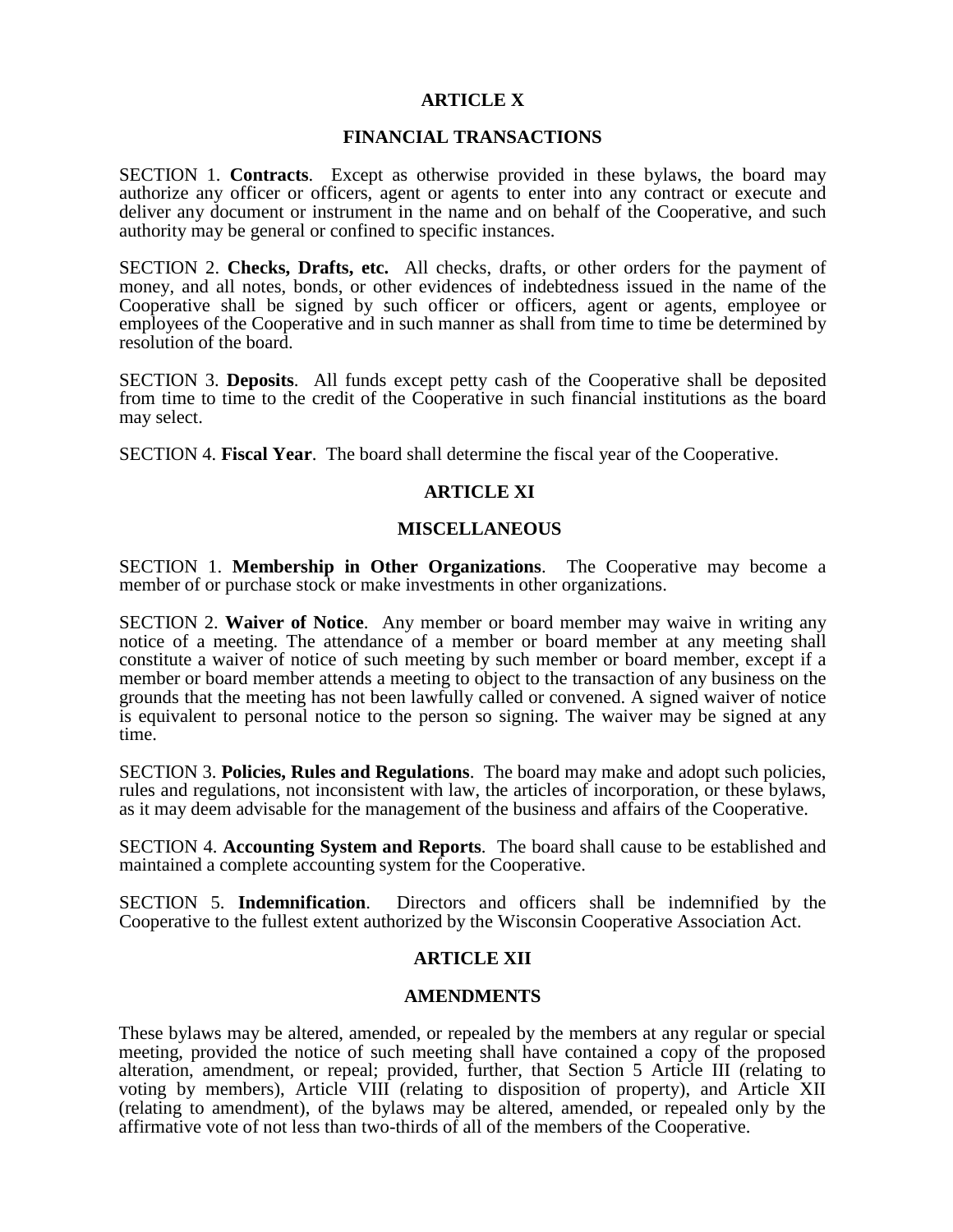## ARTICLE X

## FINANCIAL TRANSACTIONS

SECTION 1. **Contracts**. Except as otherwise provided in these bylaws, the board may authorize any officer or officers, agent or agents to enter into any contract or execute and deliver any document or instrument in the name and on behalf of the Cooperative, and such authority may be general or confined to specific instances.

SECTION 2. **Checks, Drafts, etc.** All checks, drafts, or other orders for the payment of money, and all notes, bonds, or other evidences of indebtedness issued in the name of the Cooperative shall be signed by such officer or officers, agent or agents, employee or employees of the Cooperative and in such manner as shall from time to time be determined by resolution of the board.

SECTION 3. **Deposits**. All funds except petty cash of the Cooperative shall be deposited from time to time to the credit of the Cooperative in such financial institutions as the board may select.

SECTION 4. **Fiscal Year**. The board shall determine the fiscal year of the Cooperative.

## ARTICLE XI

## MISCELLANEOUS

SECTION 1. **Membership in Other Organizations**. The Cooperative may become a member of or purchase stock or make investments in other organizations.

SECTION 2. **Waiver of Notice**. Any member or board member may waive in writing any notice of a meeting. The attendance of a member or board member at any meeting shall constitute a waiver of notice of such meeting by such member or board member, except if a member or board member attends a meeting to object to the transaction of any business on the grounds that the meeting has not been lawfully called or convened. A signed waiver of notice is equivalent to personal notice to the person so signing. The waiver may be signed at any time.

SECTION 3. **Policies, Rules and Regulations**. The board may make and adopt such policies, rules and regulations, not inconsistent with law, the articles of incorporation, or these bylaws, as it may deem advisable for the management of the business and affairs of the Cooperative.

SECTION 4. **Accounting System and Reports**. The board shall cause to be established and maintained a complete accounting system for the Cooperative.

SECTION 5. **Indemnification**. Directors and officers shall be indemnified by the Cooperative to the fullest extent authorized by the Wisconsin Cooperative Association Act.

## ARTICLE XII

## AMENDMENTS

These bylaws may be altered, amended, or repealed by the members at any regular or special meeting, provided the notice of such meeting shall have contained a copy of the proposed alteration, amendment, or repeal; provided, further, that Section 5 Article III (relating to voting by members), Article VIII (relating to disposition of property), and Article XII (relating to amendment), of the bylaws may be altered, amended, or repealed only by the affirmative vote of not less than two-thirds of all of the members of the Cooperative.